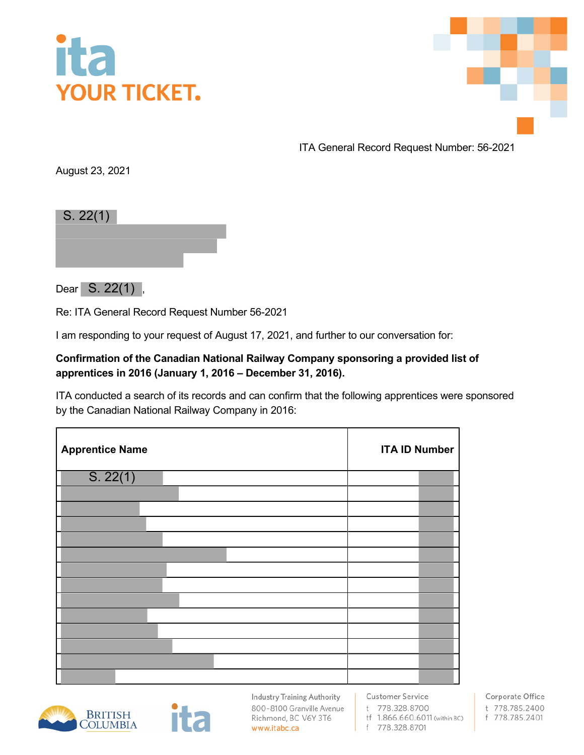ita
YOUR TICKET.

ITA General Record Request Number: 56-2021

August 23, 2021

S. 22(1)

Dear S. 22(1),

Re: ITA General Record Request Number 56-2021

I am responding to your request of August 17, 2021, and further to our conversation for:

**Confirmation of the Canadian National Railway Company sponsoring a provided list of apprentices in 2016 (January 1, 2016 – December 31, 2016).**

ITA conducted a search of its records and can confirm that the following apprentices were sponsored by the Canadian National Railway Company in 2016:

| Apprentice Name | ITA ID Number |
|---|---|
| S. 22(1) | |
| | |
| | |
| | |
| | |
| | |
| | |
| | |
| | |
| | |
| | |
| | |
| | |
| | |

Industry Training Authority
800-8100 Granville Avenue
Richmond, BC V6Y 3T6
www.itabc.ca

Customer Service
t 778.328.8700
tf 1.866.660.6011 (within BC)
f 778.328.8701

Corporate Office
t 778.785.2400
f 778.785.2401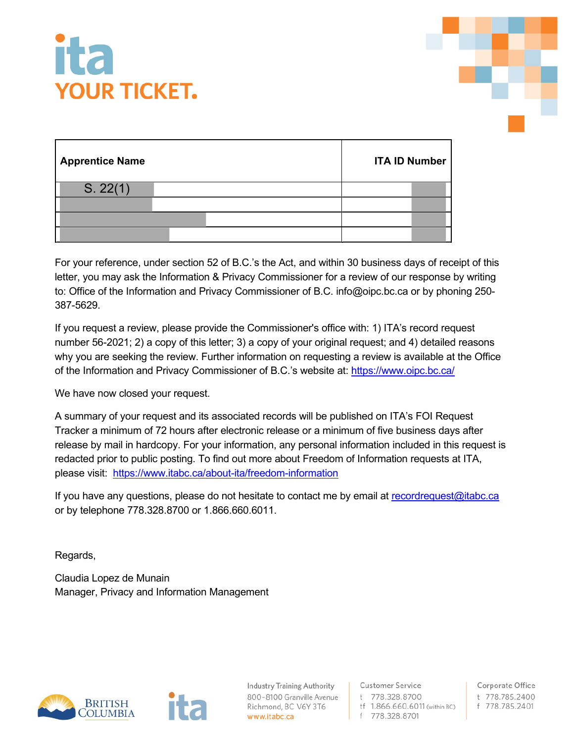ita
YOUR TICKET.

| Apprentice Name | ITA ID Number |
|---|---|
| S. 22(1) | |
| | |
| | |
| | |

For your reference, under section 52 of B.C.'s the Act, and within 30 business days of receipt of this letter, you may ask the Information & Privacy Commissioner for a review of our response by writing to: Office of the Information and Privacy Commissioner of B.C. info@oipc.bc.ca or by phoning 250-387-5629.

If you request a review, please provide the Commissioner's office with: 1) ITA's record request number 56-2021; 2) a copy of this letter; 3) a copy of your original request; and 4) detailed reasons why you are seeking the review. Further information on requesting a review is available at the Office of the Information and Privacy Commissioner of B.C.'s website at: https://www.oipc.bc.ca/

We have now closed your request.

A summary of your request and its associated records will be published on ITA's FOI Request Tracker a minimum of 72 hours after electronic release or a minimum of five business days after release by mail in hardcopy. For your information, any personal information included in this request is redacted prior to public posting. To find out more about Freedom of Information requests at ITA, please visit: https://www.itabc.ca/about-ita/freedom-information

If you have any questions, please do not hesitate to contact me by email at recordrequest@itabc.ca or by telephone 778.328.8700 or 1.866.660.6011.

Regards,

Claudia Lopez de Munain
Manager, Privacy and Information Management

BRITISH COLUMBIA

ita

Industry Training Authority
800-8100 Granville Avenue
Richmond, BC V6Y 3T6
www.itabc.ca

Customer Service
t 778.328.8700
tf 1.866.660.6011 (within BC)
f 778.328.8701

Corporate Office
t 778.785.2400
f 778.785.2401